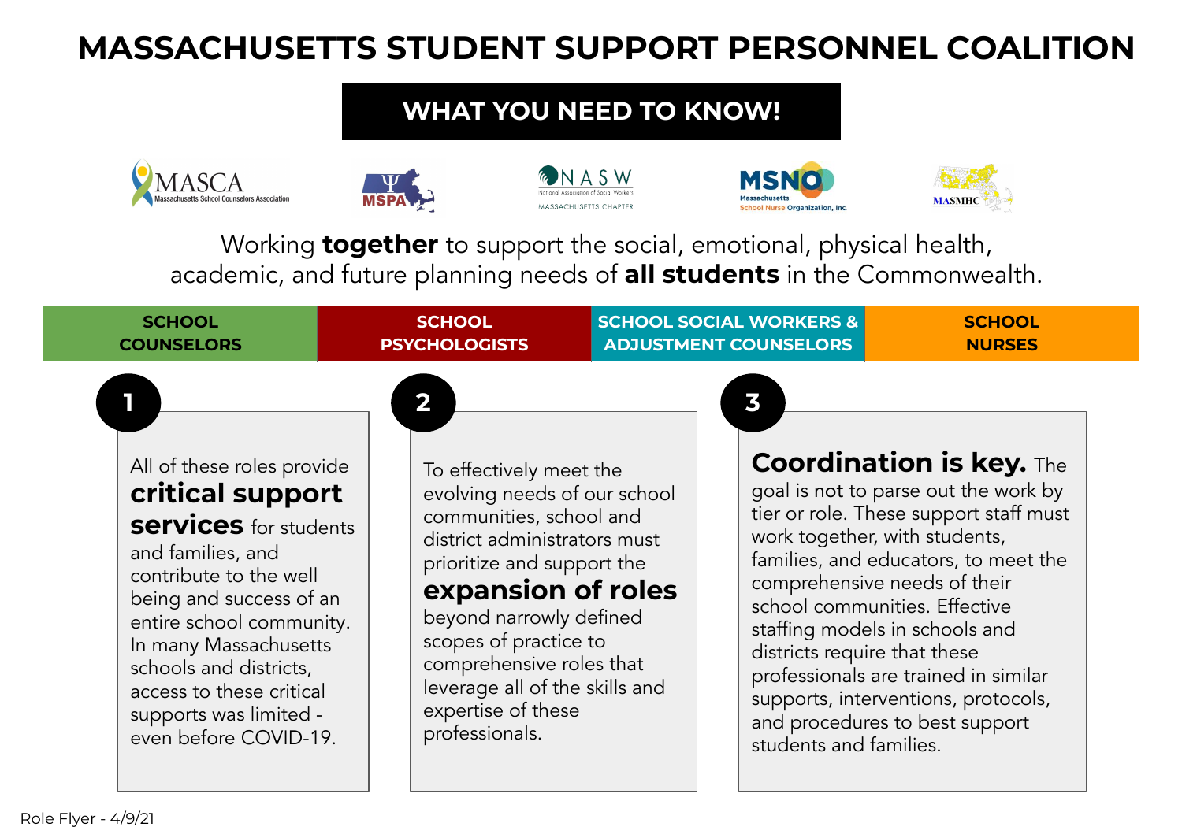# MASSACHUSETTS STUDENT SUPPORT PERSONNEL COALITION

## WHAT YOU NEED TO KNOW!

MASCA Massachusetts School Counselors Association | MSPA | NASW National Association of Social Workers MASSACHUSETTS CHAPTER | MSNO Massachusetts School Nurse Organization, Inc. | MASMHC

Working **together** to support the social, emotional, physical health, academic, and future planning needs of **all students** in the Commonwealth.

| SCHOOL COUNSELORS | SCHOOL PSYCHOLOGISTS | SCHOOL SOCIAL WORKERS & ADJUSTMENT COUNSELORS | SCHOOL NURSES |
|---|---|---|---|

**1**

All of these roles provide **critical support services** for students and families, and contribute to the well being and success of an entire school community. In many Massachusetts schools and districts, access to these critical supports was limited - even before COVID-19.

**2**

To effectively meet the evolving needs of our school communities, school and district administrators must prioritize and support the **expansion of roles** beyond narrowly defined scopes of practice to comprehensive roles that leverage all of the skills and expertise of these professionals.

**3**

**Coordination is key.** The goal is not to parse out the work by tier or role. These support staff must work together, with students, families, and educators, to meet the comprehensive needs of their school communities. Effective staffing models in schools and districts require that these professionals are trained in similar supports, interventions, protocols, and procedures to best support students and families.

Role Flyer - 4/9/21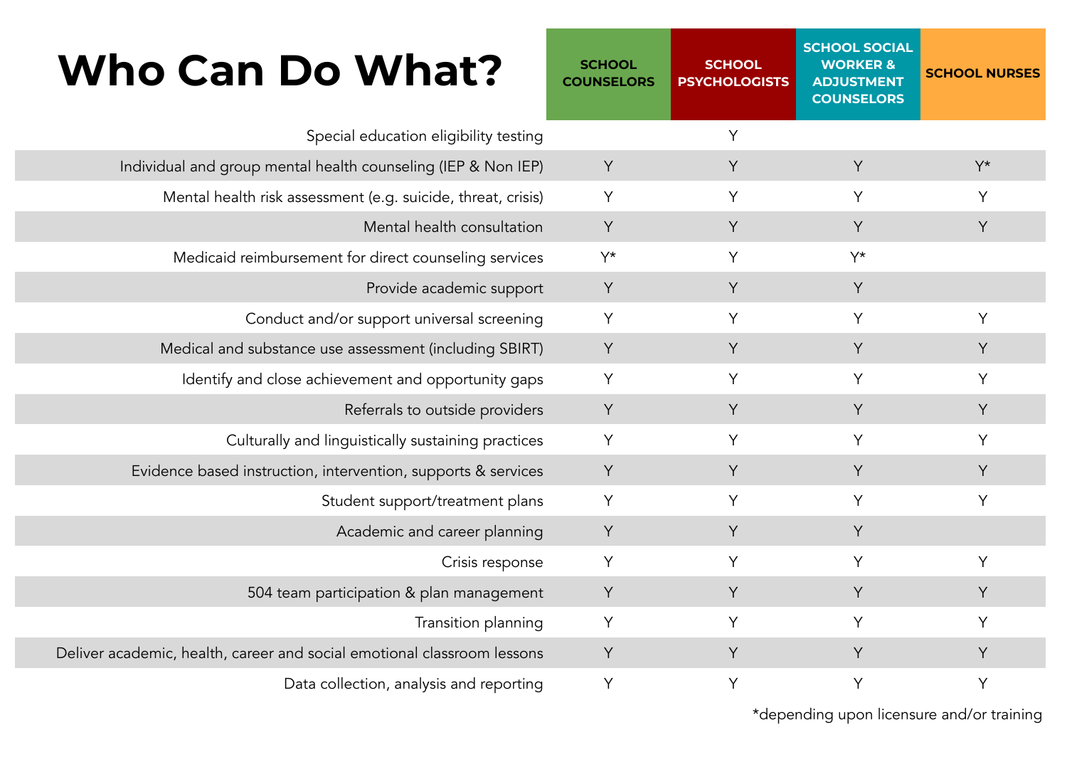# Who Can Do What?

| | SCHOOL COUNSELORS | SCHOOL PSYCHOLOGISTS | SCHOOL SOCIAL WORKER & ADJUSTMENT COUNSELORS | SCHOOL NURSES |
|---|---|---|---|---|
| Special education eligibility testing | | Y | | |
| Individual and group mental health counseling (IEP & Non IEP) | Y | Y | Y | Y* |
| Mental health risk assessment (e.g. suicide, threat, crisis) | Y | Y | Y | Y |
| Mental health consultation | Y | Y | Y | Y |
| Medicaid reimbursement for direct counseling services | Y* | Y | Y* | |
| Provide academic support | Y | Y | Y | |
| Conduct and/or support universal screening | Y | Y | Y | Y |
| Medical and substance use assessment (including SBIRT) | Y | Y | Y | Y |
| Identify and close achievement and opportunity gaps | Y | Y | Y | Y |
| Referrals to outside providers | Y | Y | Y | Y |
| Culturally and linguistically sustaining practices | Y | Y | Y | Y |
| Evidence based instruction, intervention, supports & services | Y | Y | Y | Y |
| Student support/treatment plans | Y | Y | Y | Y |
| Academic and career planning | Y | Y | Y | |
| Crisis response | Y | Y | Y | Y |
| 504 team participation & plan management | Y | Y | Y | Y |
| Transition planning | Y | Y | Y | Y |
| Deliver academic, health, career and social emotional classroom lessons | Y | Y | Y | Y |
| Data collection, analysis and reporting | Y | Y | Y | Y |

*depending upon licensure and/or training